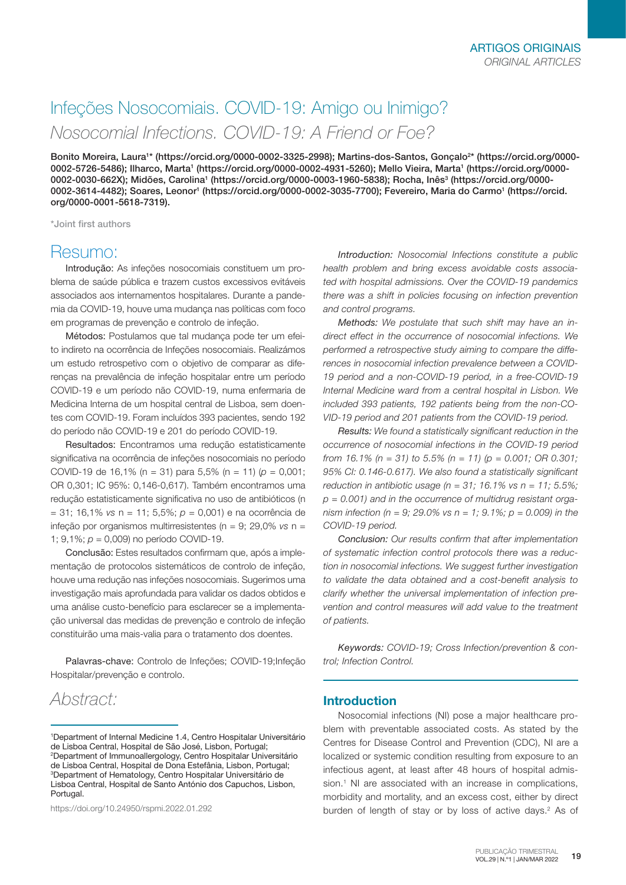ARTIGOS ORIGINAIS
*ORIGINAL ARTICLES*

# Infeções Nosocomiais. COVID-19: Amigo ou Inimigo?

# *Nosocomial Infections. COVID-19: A Friend or Foe?*

**Bonito Moreira, Laura[1]* (https://orcid.org/0000-0002-3325-2998); Martins-dos-Santos, Gonçalo[2]* (https://orcid.org/0000-0002-5726-5486); Ilharco, Marta[1] (https://orcid.org/0000-0002-4931-5260); Mello Vieira, Marta[1] (https://orcid.org/0000-0002-0030-662X); Midões, Carolina[1] (https://orcid.org/0000-0003-1960-5838); Rocha, Inês[3] (https://orcid.org/0000-0002-3614-4482); Soares, Leonor[1] (https://orcid.org/0000-0002-3035-7700); Fevereiro, Maria do Carmo[1] (https://orcid.org/0000-0001-5618-7319).**

*Joint first authors

## Resumo:

Introdução: As infeções nosocomiais constituem um problema de saúde pública e trazem custos excessivos evitáveis associados aos internamentos hospitalares. Durante a pandemia da COVID-19, houve uma mudança nas políticas com foco em programas de prevenção e controlo de infeção.

Métodos: Postulamos que tal mudança pode ter um efeito indireto na ocorrência de Infeções nosocomiais. Realizámos um estudo retrospetivo com o objetivo de comparar as diferenças na prevalência de infeção hospitalar entre um período COVID-19 e um período não COVID-19, numa enfermaria de Medicina Interna de um hospital central de Lisboa, sem doentes com COVID-19. Foram incluídos 393 pacientes, sendo 192 do período não COVID-19 e 201 do período COVID-19.

Resultados: Encontramos uma redução estatisticamente significativa na ocorrência de infeções nosocomiais no período COVID-19 de 16,1% (n = 31) para 5,5% (n = 11) ($p$ = 0,001; OR 0,301; IC 95%: 0,146-0,617). Também encontramos uma redução estatisticamente significativa no uso de antibióticos (n = 31; 16,1% *vs* n = 11; 5,5%; $p$ = 0,001) e na ocorrência de infeção por organismos multirresistentes (n = 9; 29,0% *vs* n = 1; 9,1%; $p$ = 0,009) no período COVID-19.

Conclusão: Estes resultados confirmam que, após a implementação de protocolos sistemáticos de controlo de infeção, houve uma redução nas infeções nosocomiais. Sugerimos uma investigação mais aprofundada para validar os dados obtidos e uma análise custo-benefício para esclarecer se a implementação universal das medidas de prevenção e controlo de infeção constituirão uma mais-valia para o tratamento dos doentes.

Palavras-chave: Controlo de Infeções; COVID-19;Infeção Hospitalar/prevenção e controlo.

## *Abstract:*

*Introduction: Nosocomial Infections constitute a public health problem and bring excess avoidable costs associated with hospital admissions. Over the COVID-19 pandemics there was a shift in policies focusing on infection prevention and control programs.*

*Methods: We postulate that such shift may have an indirect effect in the occurrence of nosocomial infections. We performed a retrospective study aiming to compare the differences in nosocomial infection prevalence between a COVID-19 period and a non-COVID-19 period, in a free-COVID-19 Internal Medicine ward from a central hospital in Lisbon. We included 393 patients, 192 patients being from the non-COVID-19 period and 201 patients from the COVID-19 period.*

*Results: We found a statistically significant reduction in the occurrence of nosocomial infections in the COVID-19 period from 16.1% (n = 31) to 5.5% (n = 11) (p = 0.001; OR 0.301; 95% CI: 0.146-0.617). We also found a statistically significant reduction in antibiotic usage (n = 31; 16.1% vs n = 11; 5.5%; p = 0.001) and in the occurrence of multidrug resistant organism infection (n = 9; 29.0% vs n = 1; 9.1%; p = 0.009) in the COVID-19 period.*

*Conclusion: Our results confirm that after implementation of systematic infection control protocols there was a reduction in nosocomial infections. We suggest further investigation to validate the data obtained and a cost-benefit analysis to clarify whether the universal implementation of infection prevention and control measures will add value to the treatment of patients.*

*Keywords: COVID-19; Cross Infection/prevention & control; Infection Control.*

## Introduction

Nosocomial infections (NI) pose a major healthcare problem with preventable associated costs. As stated by the Centres for Disease Control and Prevention (CDC), NI are a localized or systemic condition resulting from exposure to an infectious agent, at least after 48 hours of hospital admission.[1] NI are associated with an increase in complications, morbidity and mortality, and an excess cost, either by direct burden of length of stay or by loss of active days.[2] As of

---

[1]Department of Internal Medicine 1.4, Centro Hospitalar Universitário de Lisboa Central, Hospital de São José, Lisbon, Portugal;
[2]Department of Immunoallergology, Centro Hospitalar Universitário de Lisboa Central, Hospital de Dona Estefânia, Lisbon, Portugal;
[3]Department of Hematology, Centro Hospitalar Universitário de Lisboa Central, Hospital de Santo António dos Capuchos, Lisbon, Portugal.

https://doi.org/10.24950/rspmi.2022.01.292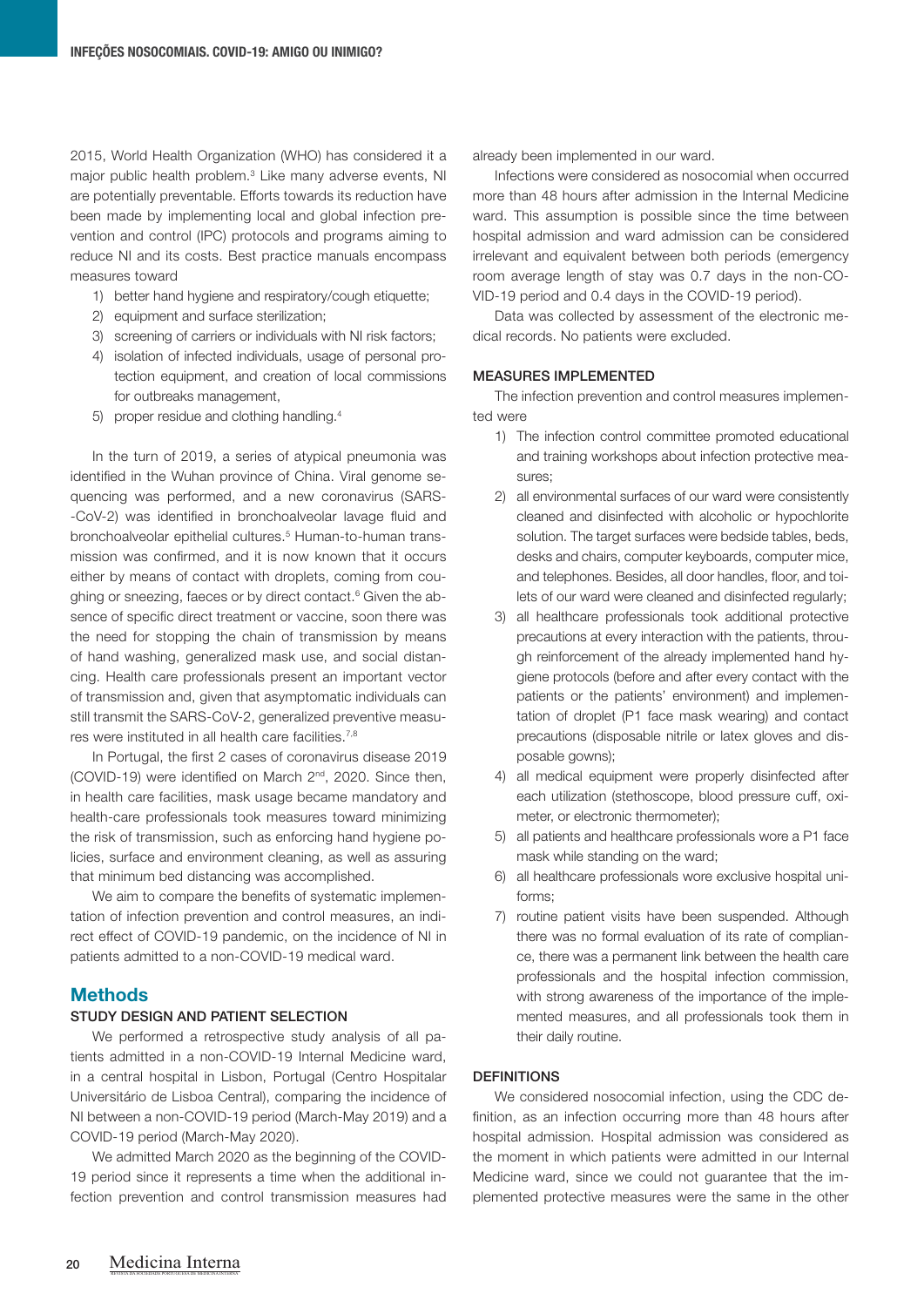2015, World Health Organization (WHO) has considered it a major public health problem.[3] Like many adverse events, NI are potentially preventable. Efforts towards its reduction have been made by implementing local and global infection prevention and control (IPC) protocols and programs aiming to reduce NI and its costs. Best practice manuals encompass measures toward

1) better hand hygiene and respiratory/cough etiquette;
2) equipment and surface sterilization;
3) screening of carriers or individuals with NI risk factors;
4) isolation of infected individuals, usage of personal protection equipment, and creation of local commissions for outbreaks management,
5) proper residue and clothing handling.[4]

In the turn of 2019, a series of atypical pneumonia was identified in the Wuhan province of China. Viral genome sequencing was performed, and a new coronavirus (SARS-CoV-2) was identified in bronchoalveolar lavage fluid and bronchoalveolar epithelial cultures.[5] Human-to-human transmission was confirmed, and it is now known that it occurs either by means of contact with droplets, coming from coughing or sneezing, faeces or by direct contact.[6] Given the absence of specific direct treatment or vaccine, soon there was the need for stopping the chain of transmission by means of hand washing, generalized mask use, and social distancing. Health care professionals present an important vector of transmission and, given that asymptomatic individuals can still transmit the SARS-CoV-2, generalized preventive measures were instituted in all health care facilities.[7,8]

In Portugal, the first 2 cases of coronavirus disease 2019 (COVID-19) were identified on March 2nd, 2020. Since then, in health care facilities, mask usage became mandatory and health-care professionals took measures toward minimizing the risk of transmission, such as enforcing hand hygiene policies, surface and environment cleaning, as well as assuring that minimum bed distancing was accomplished.

We aim to compare the benefits of systematic implementation of infection prevention and control measures, an indirect effect of COVID-19 pandemic, on the incidence of NI in patients admitted to a non-COVID-19 medical ward.

## Methods

### STUDY DESIGN AND PATIENT SELECTION

We performed a retrospective study analysis of all patients admitted in a non-COVID-19 Internal Medicine ward, in a central hospital in Lisbon, Portugal (Centro Hospitalar Universitário de Lisboa Central), comparing the incidence of NI between a non-COVID-19 period (March-May 2019) and a COVID-19 period (March-May 2020).

We admitted March 2020 as the beginning of the COVID-19 period since it represents a time when the additional infection prevention and control transmission measures had already been implemented in our ward.

Infections were considered as nosocomial when occurred more than 48 hours after admission in the Internal Medicine ward. This assumption is possible since the time between hospital admission and ward admission can be considered irrelevant and equivalent between both periods (emergency room average length of stay was 0.7 days in the non-COVID-19 period and 0.4 days in the COVID-19 period).

Data was collected by assessment of the electronic medical records. No patients were excluded.

### MEASURES IMPLEMENTED

The infection prevention and control measures implemented were

1) The infection control committee promoted educational and training workshops about infection protective measures;
2) all environmental surfaces of our ward were consistently cleaned and disinfected with alcoholic or hypochlorite solution. The target surfaces were bedside tables, beds, desks and chairs, computer keyboards, computer mice, and telephones. Besides, all door handles, floor, and toilets of our ward were cleaned and disinfected regularly;
3) all healthcare professionals took additional protective precautions at every interaction with the patients, through reinforcement of the already implemented hand hygiene protocols (before and after every contact with the patients or the patients' environment) and implementation of droplet (P1 face mask wearing) and contact precautions (disposable nitrile or latex gloves and disposable gowns);
4) all medical equipment were properly disinfected after each utilization (stethoscope, blood pressure cuff, oximeter, or electronic thermometer);
5) all patients and healthcare professionals wore a P1 face mask while standing on the ward;
6) all healthcare professionals wore exclusive hospital uniforms;
7) routine patient visits have been suspended. Although there was no formal evaluation of its rate of compliance, there was a permanent link between the health care professionals and the hospital infection commission, with strong awareness of the importance of the implemented measures, and all professionals took them in their daily routine.

### DEFINITIONS

We considered nosocomial infection, using the CDC definition, as an infection occurring more than 48 hours after hospital admission. Hospital admission was considered as the moment in which patients were admitted in our Internal Medicine ward, since we could not guarantee that the implemented protective measures were the same in the other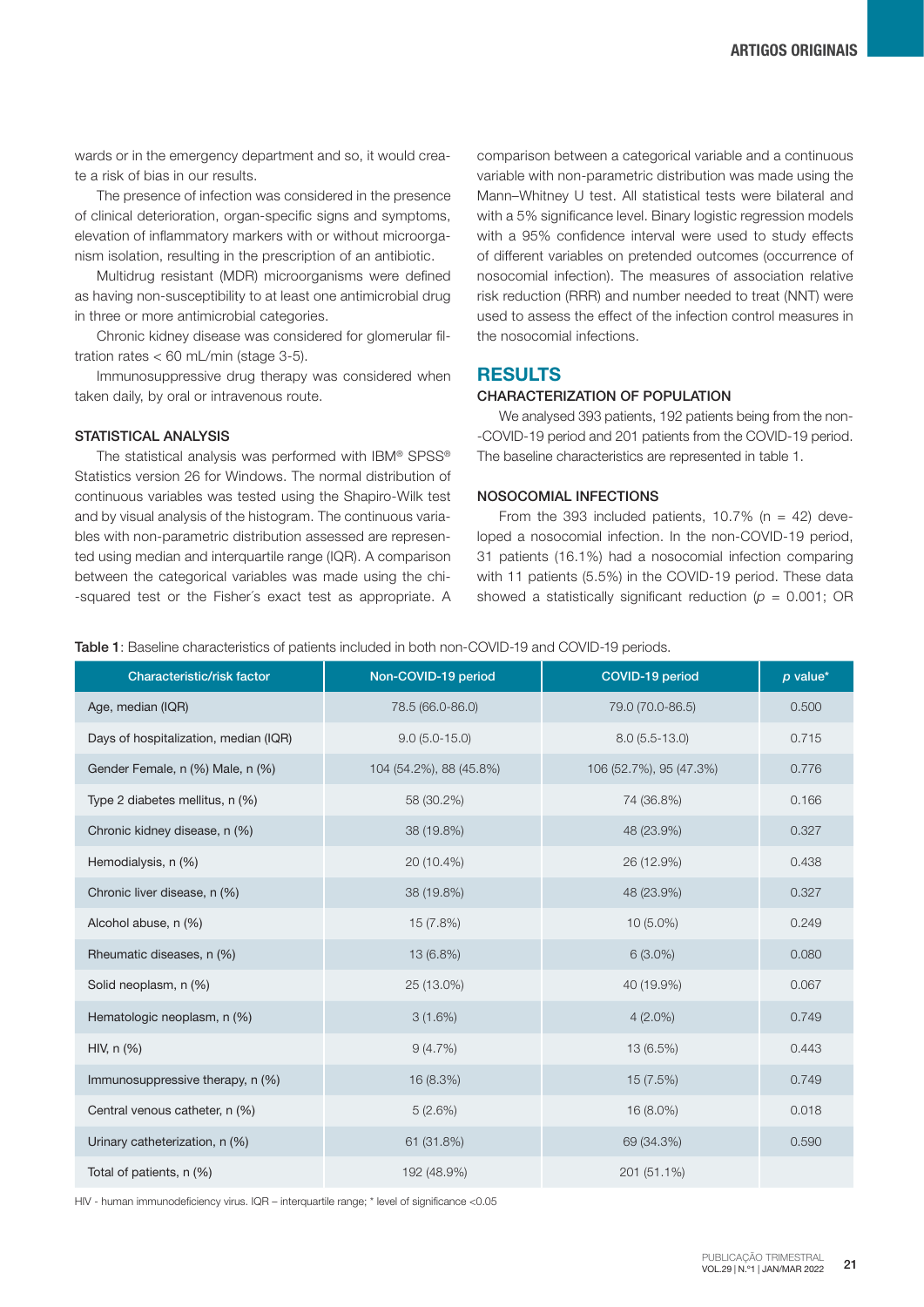wards or in the emergency department and so, it would create a risk of bias in our results.

The presence of infection was considered in the presence of clinical deterioration, organ-specific signs and symptoms, elevation of inflammatory markers with or without microorganism isolation, resulting in the prescription of an antibiotic.

Multidrug resistant (MDR) microorganisms were defined as having non-susceptibility to at least one antimicrobial drug in three or more antimicrobial categories.

Chronic kidney disease was considered for glomerular filtration rates < 60 mL/min (stage 3-5).

Immunosuppressive drug therapy was considered when taken daily, by oral or intravenous route.

### STATISTICAL ANALYSIS

The statistical analysis was performed with IBM® SPSS® Statistics version 26 for Windows. The normal distribution of continuous variables was tested using the Shapiro-Wilk test and by visual analysis of the histogram. The continuous variables with non-parametric distribution assessed are represented using median and interquartile range (IQR). A comparison between the categorical variables was made using the chi-squared test or the Fisher´s exact test as appropriate. A comparison between a categorical variable and a continuous variable with non-parametric distribution was made using the Mann–Whitney U test. All statistical tests were bilateral and with a 5% significance level. Binary logistic regression models with a 95% confidence interval were used to study effects of different variables on pretended outcomes (occurrence of nosocomial infection). The measures of association relative risk reduction (RRR) and number needed to treat (NNT) were used to assess the effect of the infection control measures in the nosocomial infections.

## RESULTS

### CHARACTERIZATION OF POPULATION

We analysed 393 patients, 192 patients being from the non-COVID-19 period and 201 patients from the COVID-19 period. The baseline characteristics are represented in table 1.

### NOSOCOMIAL INFECTIONS

From the 393 included patients, 10.7% (n = 42) developed a nosocomial infection. In the non-COVID-19 period, 31 patients (16.1%) had a nosocomial infection comparing with 11 patients (5.5%) in the COVID-19 period. These data showed a statistically significant reduction ($p$ = 0.001; OR

**Table 1**: Baseline characteristics of patients included in both non-COVID-19 and COVID-19 periods.

| Characteristic/risk factor | Non-COVID-19 period | COVID-19 period | *p* value* |
|---|---|---|---|
| Age, median (IQR) | 78.5 (66.0-86.0) | 79.0 (70.0-86.5) | 0.500 |
| Days of hospitalization, median (IQR) | 9.0 (5.0-15.0) | 8.0 (5.5-13.0) | 0.715 |
| Gender Female, n (%) Male, n (%) | 104 (54.2%), 88 (45.8%) | 106 (52.7%), 95 (47.3%) | 0.776 |
| Type 2 diabetes mellitus, n (%) | 58 (30.2%) | 74 (36.8%) | 0.166 |
| Chronic kidney disease, n (%) | 38 (19.8%) | 48 (23.9%) | 0.327 |
| Hemodialysis, n (%) | 20 (10.4%) | 26 (12.9%) | 0.438 |
| Chronic liver disease, n (%) | 38 (19.8%) | 48 (23.9%) | 0.327 |
| Alcohol abuse, n (%) | 15 (7.8%) | 10 (5.0%) | 0.249 |
| Rheumatic diseases, n (%) | 13 (6.8%) | 6 (3.0%) | 0.080 |
| Solid neoplasm, n (%) | 25 (13.0%) | 40 (19.9%) | 0.067 |
| Hematologic neoplasm, n (%) | 3 (1.6%) | 4 (2.0%) | 0.749 |
| HIV, n (%) | 9 (4.7%) | 13 (6.5%) | 0.443 |
| Immunosuppressive therapy, n (%) | 16 (8.3%) | 15 (7.5%) | 0.749 |
| Central venous catheter, n (%) | 5 (2.6%) | 16 (8.0%) | 0.018 |
| Urinary catheterization, n (%) | 61 (31.8%) | 69 (34.3%) | 0.590 |
| Total of patients, n (%) | 192 (48.9%) | 201 (51.1%) | |

HIV - human immunodeficiency virus. IQR – interquartile range; * level of significance <0.05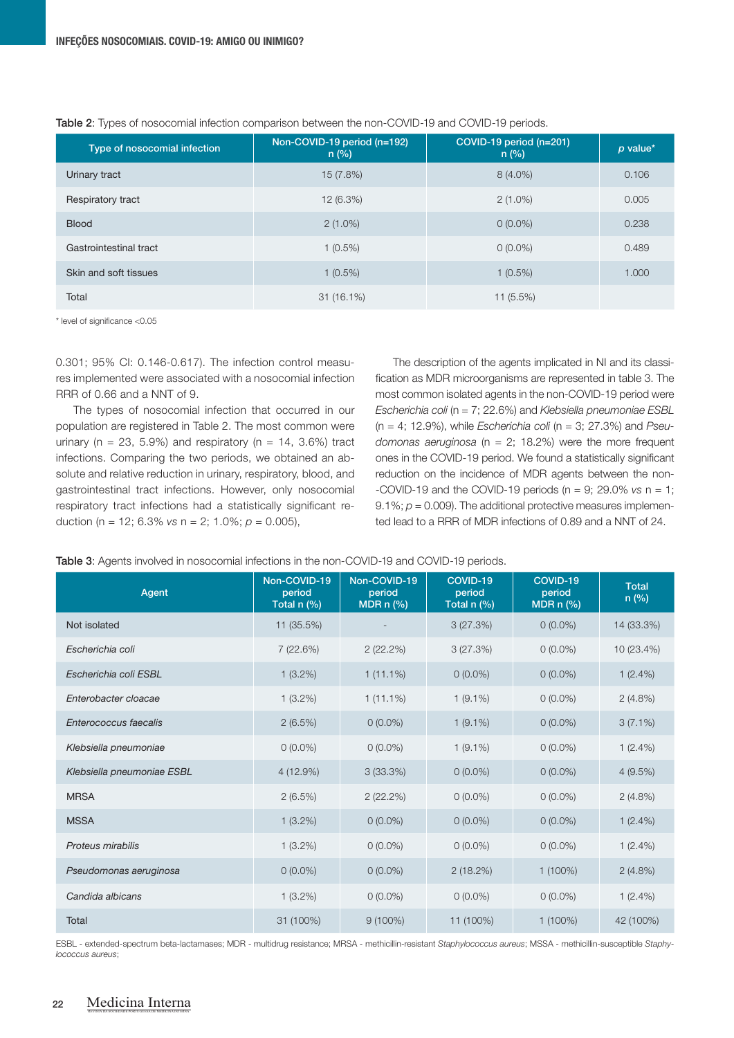**Table 2**: Types of nosocomial infection comparison between the non-COVID-19 and COVID-19 periods.

| Type of nosocomial infection | Non-COVID-19 period (n=192) n (%) | COVID-19 period (n=201) n (%) | *p* value* |
|---|---|---|---|
| Urinary tract | 15 (7.8%) | 8 (4.0%) | 0.106 |
| Respiratory tract | 12 (6.3%) | 2 (1.0%) | 0.005 |
| Blood | 2 (1.0%) | 0 (0.0%) | 0.238 |
| Gastrointestinal tract | 1 (0.5%) | 0 (0.0%) | 0.489 |
| Skin and soft tissues | 1 (0.5%) | 1 (0.5%) | 1.000 |
| Total | 31 (16.1%) | 11 (5.5%) | |

\* level of significance <0.05

0.301; 95% CI: 0.146-0.617). The infection control measures implemented were associated with a nosocomial infection RRR of 0.66 and a NNT of 9.

The types of nosocomial infection that occurred in our population are registered in Table 2. The most common were urinary (n = 23, 5.9%) and respiratory (n = 14, 3.6%) tract infections. Comparing the two periods, we obtained an absolute and relative reduction in urinary, respiratory, blood, and gastrointestinal tract infections. However, only nosocomial respiratory tract infections had a statistically significant reduction (n = 12; 6.3% *vs* n = 2; 1.0%; $p = 0.005$),

The description of the agents implicated in NI and its classification as MDR microorganisms are represented in table 3. The most common isolated agents in the non-COVID-19 period were *Escherichia coli* (n = 7; 22.6%) and *Klebsiella pneumoneae ESBL* (n = 4; 12.9%), while *Escherichia coli* (n = 3; 27.3%) and *Pseudomonas aeruginosa* (n = 2; 18.2%) were the more frequent ones in the COVID-19 period. We found a statistically significant reduction on the incidence of MDR agents between the non-COVID-19 and the COVID-19 periods (n = 9; 29.0% *vs* n = 1; 9.1%; $p = 0.009$). The additional protective measures implemented lead to a RRR of MDR infections of 0.89 and a NNT of 24.

**Table 3**: Agents involved in nosocomial infections in the non-COVID-19 and COVID-19 periods.

| Agent | Non-COVID-19 period Total n (%) | Non-COVID-19 period MDR n (%) | COVID-19 period Total n (%) | COVID-19 period MDR n (%) | Total n (%) |
|---|---|---|---|---|---|
| Not isolated | 11 (35.5%) | - | 3 (27.3%) | 0 (0.0%) | 14 (33.3%) |
| *Escherichia coli* | 7 (22.6%) | 2 (22.2%) | 3 (27.3%) | 0 (0.0%) | 10 (23.4%) |
| *Escherichia coli ESBL* | 1 (3.2%) | 1 (11.1%) | 0 (0.0%) | 0 (0.0%) | 1 (2.4%) |
| *Enterobacter cloacae* | 1 (3.2%) | 1 (11.1%) | 1 (9.1%) | 0 (0.0%) | 2 (4.8%) |
| *Enterococcus faecalis* | 2 (6.5%) | 0 (0.0%) | 1 (9.1%) | 0 (0.0%) | 3 (7.1%) |
| *Klebsiella pneumoniae* | 0 (0.0%) | 0 (0.0%) | 1 (9.1%) | 0 (0.0%) | 1 (2.4%) |
| *Klebsiella pneumoniae ESBL* | 4 (12.9%) | 3 (33.3%) | 0 (0.0%) | 0 (0.0%) | 4 (9.5%) |
| MRSA | 2 (6.5%) | 2 (22.2%) | 0 (0.0%) | 0 (0.0%) | 2 (4.8%) |
| MSSA | 1 (3.2%) | 0 (0.0%) | 0 (0.0%) | 0 (0.0%) | 1 (2.4%) |
| *Proteus mirabilis* | 1 (3.2%) | 0 (0.0%) | 0 (0.0%) | 0 (0.0%) | 1 (2.4%) |
| *Pseudomonas aeruginosa* | 0 (0.0%) | 0 (0.0%) | 2 (18.2%) | 1 (100%) | 2 (4.8%) |
| *Candida albicans* | 1 (3.2%) | 0 (0.0%) | 0 (0.0%) | 0 (0.0%) | 1 (2.4%) |
| Total | 31 (100%) | 9 (100%) | 11 (100%) | 1 (100%) | 42 (100%) |

ESBL - extended-spectrum beta-lactamases; MDR - multidrug resistance; MRSA - methicillin-resistant *Staphylococcus aureus*; MSSA - methicillin-susceptible *Staphylococcus aureus*;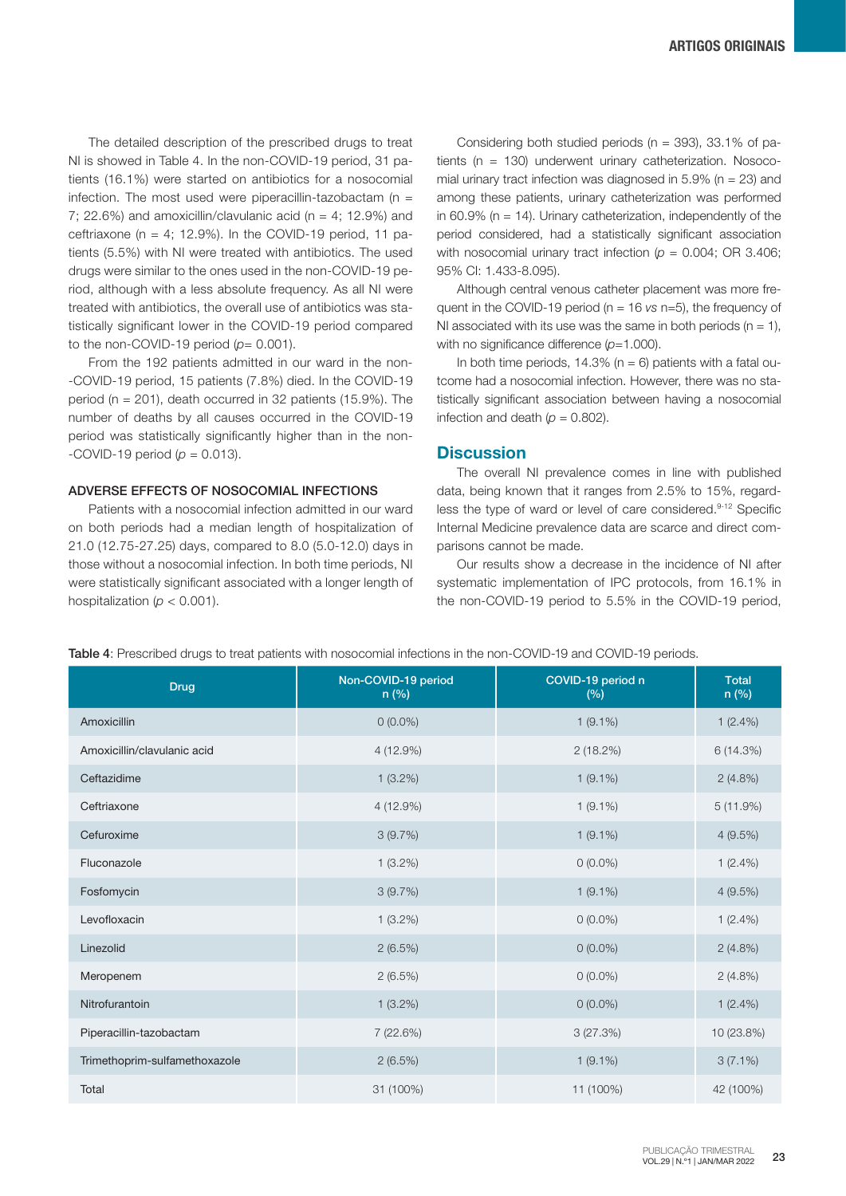The detailed description of the prescribed drugs to treat NI is showed in Table 4. In the non-COVID-19 period, 31 patients (16.1%) were started on antibiotics for a nosocomial infection. The most used were piperacillin-tazobactam (n = 7; 22.6%) and amoxicillin/clavulanic acid (n = 4; 12.9%) and ceftriaxone (n = 4; 12.9%). In the COVID-19 period, 11 patients (5.5%) with NI were treated with antibiotics. The used drugs were similar to the ones used in the non-COVID-19 period, although with a less absolute frequency. As all NI were treated with antibiotics, the overall use of antibiotics was statistically significant lower in the COVID-19 period compared to the non-COVID-19 period ($p$= 0.001).

From the 192 patients admitted in our ward in the non-COVID-19 period, 15 patients (7.8%) died. In the COVID-19 period (n = 201), death occurred in 32 patients (15.9%). The number of deaths by all causes occurred in the COVID-19 period was statistically significantly higher than in the non-COVID-19 period ($p$ = 0.013).

### ADVERSE EFFECTS OF NOSOCOMIAL INFECTIONS

Patients with a nosocomial infection admitted in our ward on both periods had a median length of hospitalization of 21.0 (12.75-27.25) days, compared to 8.0 (5.0-12.0) days in those without a nosocomial infection. In both time periods, NI were statistically significant associated with a longer length of hospitalization ($p$ < 0.001).

Considering both studied periods (n = 393), 33.1% of patients (n = 130) underwent urinary catheterization. Nosocomial urinary tract infection was diagnosed in 5.9% (n = 23) and among these patients, urinary catheterization was performed in 60.9% (n = 14). Urinary catheterization, independently of the period considered, had a statistically significant association with nosocomial urinary tract infection ($p$ = 0.004; OR 3.406; 95% CI: 1.433-8.095).

Although central venous catheter placement was more frequent in the COVID-19 period (n = 16 *vs* n=5), the frequency of NI associated with its use was the same in both periods (n = 1), with no significance difference ($p$=1.000).

In both time periods, 14.3% (n = 6) patients with a fatal outcome had a nosocomial infection. However, there was no statistically significant association between having a nosocomial infection and death ($p$ = 0.802).

## Discussion

The overall NI prevalence comes in line with published data, being known that it ranges from 2.5% to 15%, regardless the type of ward or level of care considered.[9-12] Specific Internal Medicine prevalence data are scarce and direct comparisons cannot be made.

Our results show a decrease in the incidence of NI after systematic implementation of IPC protocols, from 16.1% in the non-COVID-19 period to 5.5% in the COVID-19 period,

**Table 4**: Prescribed drugs to treat patients with nosocomial infections in the non-COVID-19 and COVID-19 periods.

| Drug | Non-COVID-19 period n (%) | COVID-19 period n (%) | Total n (%) |
|---|---|---|---|
| Amoxicillin | 0 (0.0%) | 1 (9.1%) | 1 (2.4%) |
| Amoxicillin/clavulanic acid | 4 (12.9%) | 2 (18.2%) | 6 (14.3%) |
| Ceftazidime | 1 (3.2%) | 1 (9.1%) | 2 (4.8%) |
| Ceftriaxone | 4 (12.9%) | 1 (9.1%) | 5 (11.9%) |
| Cefuroxime | 3 (9.7%) | 1 (9.1%) | 4 (9.5%) |
| Fluconazole | 1 (3.2%) | 0 (0.0%) | 1 (2.4%) |
| Fosfomycin | 3 (9.7%) | 1 (9.1%) | 4 (9.5%) |
| Levofloxacin | 1 (3.2%) | 0 (0.0%) | 1 (2.4%) |
| Linezolid | 2 (6.5%) | 0 (0.0%) | 2 (4.8%) |
| Meropenem | 2 (6.5%) | 0 (0.0%) | 2 (4.8%) |
| Nitrofurantoin | 1 (3.2%) | 0 (0.0%) | 1 (2.4%) |
| Piperacillin-tazobactam | 7 (22.6%) | 3 (27.3%) | 10 (23.8%) |
| Trimethoprim-sulfamethoxazole | 2 (6.5%) | 1 (9.1%) | 3 (7.1%) |
| Total | 31 (100%) | 11 (100%) | 42 (100%) |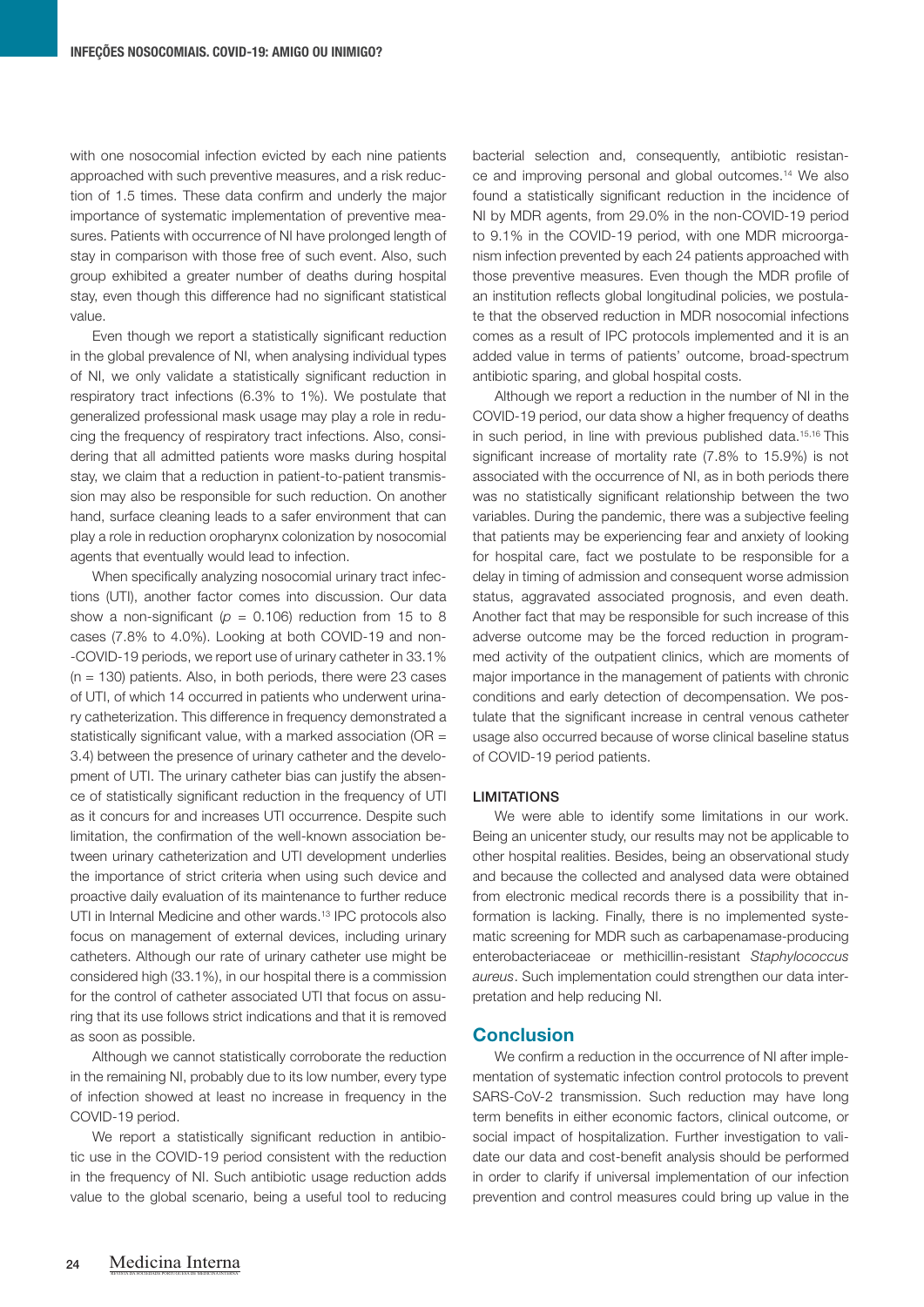with one nosocomial infection evicted by each nine patients approached with such preventive measures, and a risk reduction of 1.5 times. These data confirm and underly the major importance of systematic implementation of preventive measures. Patients with occurrence of NI have prolonged length of stay in comparison with those free of such event. Also, such group exhibited a greater number of deaths during hospital stay, even though this difference had no significant statistical value.

Even though we report a statistically significant reduction in the global prevalence of NI, when analysing individual types of NI, we only validate a statistically significant reduction in respiratory tract infections (6.3% to 1%). We postulate that generalized professional mask usage may play a role in reducing the frequency of respiratory tract infections. Also, considering that all admitted patients wore masks during hospital stay, we claim that a reduction in patient-to-patient transmission may also be responsible for such reduction. On another hand, surface cleaning leads to a safer environment that can play a role in reduction oropharynx colonization by nosocomial agents that eventually would lead to infection.

When specifically analyzing nosocomial urinary tract infections (UTI), another factor comes into discussion. Our data show a non-significant ($p = 0.106$) reduction from 15 to 8 cases (7.8% to 4.0%). Looking at both COVID-19 and non-COVID-19 periods, we report use of urinary catheter in 33.1% (n = 130) patients. Also, in both periods, there were 23 cases of UTI, of which 14 occurred in patients who underwent urinary catheterization. This difference in frequency demonstrated a statistically significant value, with a marked association (OR = 3.4) between the presence of urinary catheter and the development of UTI. The urinary catheter bias can justify the absence of statistically significant reduction in the frequency of UTI as it concurs for and increases UTI occurrence. Despite such limitation, the confirmation of the well-known association between urinary catheterization and UTI development underlies the importance of strict criteria when using such device and proactive daily evaluation of its maintenance to further reduce UTI in Internal Medicine and other wards.[13] IPC protocols also focus on management of external devices, including urinary catheters. Although our rate of urinary catheter use might be considered high (33.1%), in our hospital there is a commission for the control of catheter associated UTI that focus on assuring that its use follows strict indications and that it is removed as soon as possible.

Although we cannot statistically corroborate the reduction in the remaining NI, probably due to its low number, every type of infection showed at least no increase in frequency in the COVID-19 period.

We report a statistically significant reduction in antibiotic use in the COVID-19 period consistent with the reduction in the frequency of NI. Such antibiotic usage reduction adds value to the global scenario, being a useful tool to reducing bacterial selection and, consequently, antibiotic resistance and improving personal and global outcomes.[14] We also found a statistically significant reduction in the incidence of NI by MDR agents, from 29.0% in the non-COVID-19 period to 9.1% in the COVID-19 period, with one MDR microorganism infection prevented by each 24 patients approached with those preventive measures. Even though the MDR profile of an institution reflects global longitudinal policies, we postulate that the observed reduction in MDR nosocomial infections comes as a result of IPC protocols implemented and it is an added value in terms of patients' outcome, broad-spectrum antibiotic sparing, and global hospital costs.

Although we report a reduction in the number of NI in the COVID-19 period, our data show a higher frequency of deaths in such period, in line with previous published data.[15,16] This significant increase of mortality rate (7.8% to 15.9%) is not associated with the occurrence of NI, as in both periods there was no statistically significant relationship between the two variables. During the pandemic, there was a subjective feeling that patients may be experiencing fear and anxiety of looking for hospital care, fact we postulate to be responsible for a delay in timing of admission and consequent worse admission status, aggravated associated prognosis, and even death. Another fact that may be responsible for such increase of this adverse outcome may be the forced reduction in programmed activity of the outpatient clinics, which are moments of major importance in the management of patients with chronic conditions and early detection of decompensation. We postulate that the significant increase in central venous catheter usage also occurred because of worse clinical baseline status of COVID-19 period patients.

### LIMITATIONS

We were able to identify some limitations in our work. Being an unicenter study, our results may not be applicable to other hospital realities. Besides, being an observational study and because the collected and analysed data were obtained from electronic medical records there is a possibility that information is lacking. Finally, there is no implemented systematic screening for MDR such as carbapenamase-producing enterobacteriaceae or methicillin-resistant *Staphylococcus aureus*. Such implementation could strengthen our data interpretation and help reducing NI.

## Conclusion

We confirm a reduction in the occurrence of NI after implementation of systematic infection control protocols to prevent SARS-CoV-2 transmission. Such reduction may have long term benefits in either economic factors, clinical outcome, or social impact of hospitalization. Further investigation to validate our data and cost-benefit analysis should be performed in order to clarify if universal implementation of our infection prevention and control measures could bring up value in the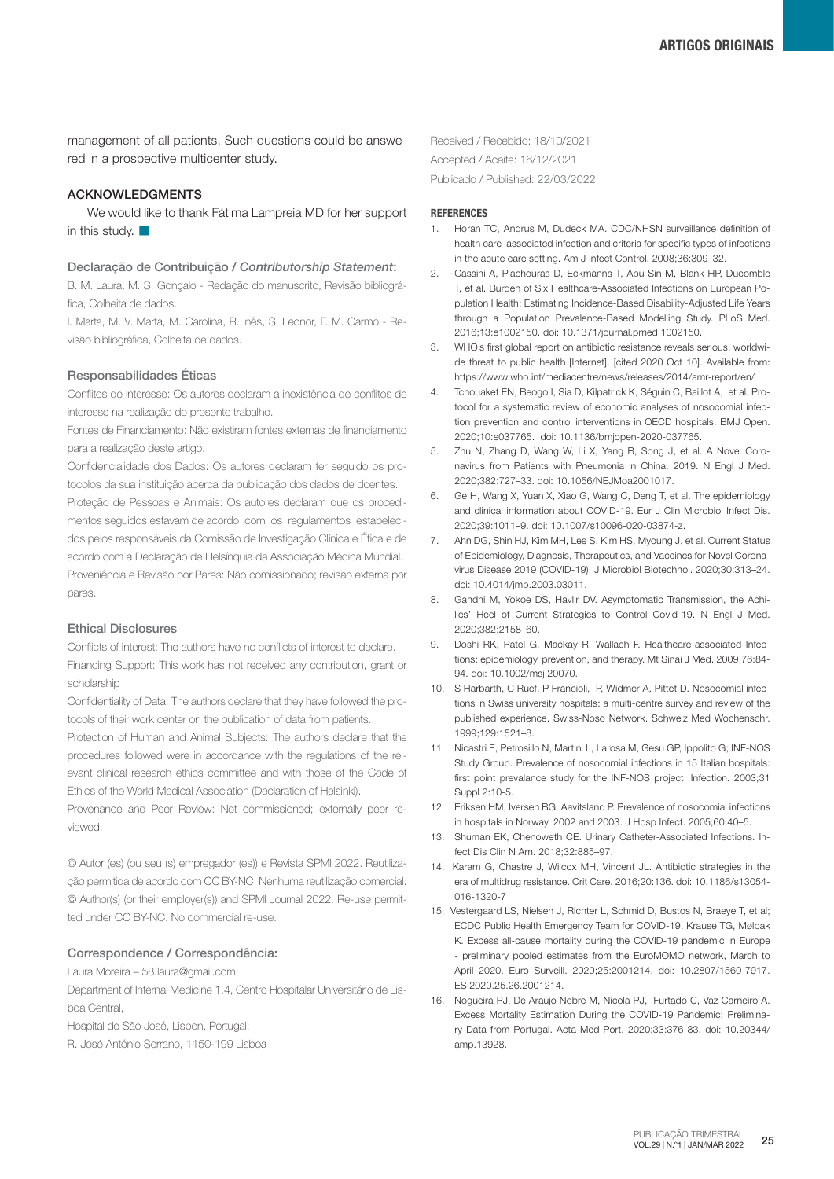management of all patients. Such questions could be answered in a prospective multicenter study.

## ACKNOWLEDGMENTS

We would like to thank Fátima Lampreia MD for her support in this study. ■

### Declaração de Contribuição / *Contributorship Statement*:

B. M. Laura, M. S. Gonçalo - Redação do manuscrito, Revisão bibliográfica, Colheita de dados.

I. Marta, M. V. Marta, M. Carolina, R. Inês, S. Leonor, F. M. Carmo - Revisão bibliográfica, Colheita de dados.

### Responsabilidades Éticas

Conflitos de Interesse: Os autores declaram a inexistência de conflitos de interesse na realização do presente trabalho.

Fontes de Financiamento: Não existiram fontes externas de financiamento para a realização deste artigo.

Confidencialidade dos Dados: Os autores declaram ter seguido os protocolos da sua instituição acerca da publicação dos dados de doentes.

Proteção de Pessoas e Animais: Os autores declaram que os procedimentos seguidos estavam de acordo com os regulamentos estabelecidos pelos responsáveis da Comissão de Investigação Clínica e Ética e de acordo com a Declaração de Helsínquia da Associação Médica Mundial.

Proveniência e Revisão por Pares: Não comissionado; revisão externa por pares.

### Ethical Disclosures

Conflicts of interest: The authors have no conflicts of interest to declare.

Financing Support: This work has not received any contribution, grant or scholarship

Confidentiality of Data: The authors declare that they have followed the protocols of their work center on the publication of data from patients.

Protection of Human and Animal Subjects: The authors declare that the procedures followed were in accordance with the regulations of the relevant clinical research ethics committee and with those of the Code of Ethics of the World Medical Association (Declaration of Helsinki).

Provenance and Peer Review: Not commissioned; externally peer reviewed.

© Autor (es) (ou seu (s) empregador (es)) e Revista SPMI 2022. Reutilização permitida de acordo com CC BY-NC. Nenhuma reutilização comercial.
© Author(s) (or their employer(s)) and SPMI Journal 2022. Re-use permitted under CC BY-NC. No commercial re-use.

### Correspondence / Correspondência:

Laura Moreira – 58.laura@gmail.com

Department of Internal Medicine 1.4, Centro Hospitalar Universitário de Lisboa Central,

Hospital de São José, Lisbon, Portugal;

R. José António Serrano, 1150-199 Lisboa

Received / Recebido: 18/10/2021

Accepted / Aceite: 16/12/2021

Publicado / Published: 22/03/2022

## REFERENCES

1. Horan TC, Andrus M, Dudeck MA. CDC/NHSN surveillance definition of health care–associated infection and criteria for specific types of infections in the acute care setting. Am J Infect Control. 2008;36:309–32.
2. Cassini A, Plachouras D, Eckmanns T, Abu Sin M, Blank HP, Ducomble T, et al. Burden of Six Healthcare-Associated Infections on European Population Health: Estimating Incidence-Based Disability-Adjusted Life Years through a Population Prevalence-Based Modelling Study. PLoS Med. 2016;13:e1002150. doi: 10.1371/journal.pmed.1002150.
3. WHO's first global report on antibiotic resistance reveals serious, worldwide threat to public health [Internet]. [cited 2020 Oct 10]. Available from: https://www.who.int/mediacentre/news/releases/2014/amr-report/en/
4. Tchouaket EN, Beogo I, Sia D, Kilpatrick K, Séguin C, Baillot A, et al. Protocol for a systematic review of economic analyses of nosocomial infection prevention and control interventions in OECD hospitals. BMJ Open. 2020;10:e037765. doi: 10.1136/bmjopen-2020-037765.
5. Zhu N, Zhang D, Wang W, Li X, Yang B, Song J, et al. A Novel Coronavirus from Patients with Pneumonia in China, 2019. N Engl J Med. 2020;382:727–33. doi: 10.1056/NEJMoa2001017.
6. Ge H, Wang X, Yuan X, Xiao G, Wang C, Deng T, et al. The epidemiology and clinical information about COVID-19. Eur J Clin Microbiol Infect Dis. 2020;39:1011–9. doi: 10.1007/s10096-020-03874-z.
7. Ahn DG, Shin HJ, Kim MH, Lee S, Kim HS, Myoung J, et al. Current Status of Epidemiology, Diagnosis, Therapeutics, and Vaccines for Novel Coronavirus Disease 2019 (COVID-19). J Microbiol Biotechnol. 2020;30:313–24. doi: 10.4014/jmb.2003.03011.
8. Gandhi M, Yokoe DS, Havlir DV. Asymptomatic Transmission, the Achilles' Heel of Current Strategies to Control Covid-19. N Engl J Med. 2020;382:2158–60.
9. Doshi RK, Patel G, Mackay R, Wallach F. Healthcare-associated Infections: epidemiology, prevention, and therapy. Mt Sinai J Med. 2009;76:84-94. doi: 10.1002/msj.20070.
10. S Harbarth, C Ruef, P Francioli, P, Widmer A, Pittet D. Nosocomial infections in Swiss university hospitals: a multi-centre survey and review of the published experience. Swiss-Noso Network. Schweiz Med Wochenschr. 1999;129:1521–8.
11. Nicastri E, Petrosillo N, Martini L, Larosa M, Gesu GP, Ippolito G; INF-NOS Study Group. Prevalence of nosocomial infections in 15 Italian hospitals: first point prevalance study for the INF-NOS project. Infection. 2003;31 Suppl 2:10-5.
12. Eriksen HM, Iversen BG, Aavitsland P. Prevalence of nosocomial infections in hospitals in Norway, 2002 and 2003. J Hosp Infect. 2005;60:40–5.
13. Shuman EK, Chenoweth CE. Urinary Catheter-Associated Infections. Infect Dis Clin N Am. 2018;32:885–97.
14. Karam G, Chastre J, Wilcox MH, Vincent JL. Antibiotic strategies in the era of multidrug resistance. Crit Care. 2016;20:136. doi: 10.1186/s13054-016-1320-7
15. Vestergaard LS, Nielsen J, Richter L, Schmid D, Bustos N, Braeye T, et al; ECDC Public Health Emergency Team for COVID-19, Krause TG, Mølbak K. Excess all-cause mortality during the COVID-19 pandemic in Europe - preliminary pooled estimates from the EuroMOMO network, March to April 2020. Euro Surveill. 2020;25:2001214. doi: 10.2807/1560-7917.ES.2020.25.26.2001214.
16. Nogueira PJ, De Araújo Nobre M, Nicola PJ, Furtado C, Vaz Carneiro A. Excess Mortality Estimation During the COVID-19 Pandemic: Preliminary Data from Portugal. Acta Med Port. 2020;33:376-83. doi: 10.20344/amp.13928.